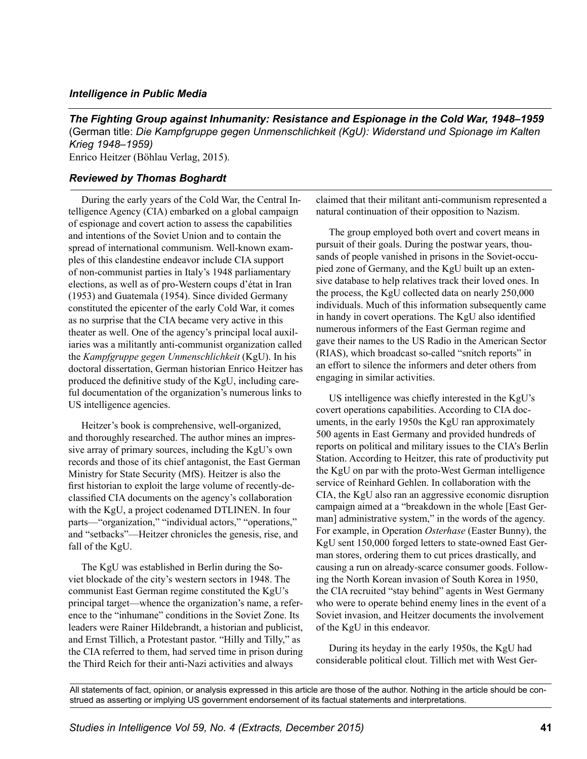### *Intelligence in Public Media*

## *The Fighting Group against Inhumanity: Resistance and Espionage in the Cold War, 1948–1959*

(German title: *Die Kampfgruppe gegen Unmenschlichkeit (KgU): Widerstand und Spionage im Kalten Krieg 1948–1959)*
Enrico Heitzer (Böhlau Verlag, 2015).

### *Reviewed by Thomas Boghardt*

During the early years of the Cold War, the Central Intelligence Agency (CIA) embarked on a global campaign of espionage and covert action to assess the capabilities and intentions of the Soviet Union and to contain the spread of international communism. Well-known examples of this clandestine endeavor include CIA support of non-communist parties in Italy's 1948 parliamentary elections, as well as of pro-Western coups d'état in Iran (1953) and Guatemala (1954). Since divided Germany constituted the epicenter of the early Cold War, it comes as no surprise that the CIA became very active in this theater as well. One of the agency's principal local auxiliaries was a militantly anti-communist organization called the *Kampfgruppe gegen Unmenschlichkeit* (KgU). In his doctoral dissertation, German historian Enrico Heitzer has produced the definitive study of the KgU, including careful documentation of the organization's numerous links to US intelligence agencies.

Heitzer's book is comprehensive, well-organized, and thoroughly researched. The author mines an impressive array of primary sources, including the KgU's own records and those of its chief antagonist, the East German Ministry for State Security (MfS). Heitzer is also the first historian to exploit the large volume of recently-declassified CIA documents on the agency's collaboration with the KgU, a project codenamed DTLINEN. In four parts—"organization," "individual actors," "operations," and "setbacks"—Heitzer chronicles the genesis, rise, and fall of the KgU.

The KgU was established in Berlin during the Soviet blockade of the city's western sectors in 1948. The communist East German regime constituted the KgU's principal target—whence the organization's name, a reference to the "inhumane" conditions in the Soviet Zone. Its leaders were Rainer Hildebrandt, a historian and publicist, and Ernst Tillich, a Protestant pastor. "Hilly and Tilly," as the CIA referred to them, had served time in prison during the Third Reich for their anti-Nazi activities and always claimed that their militant anti-communism represented a natural continuation of their opposition to Nazism.

The group employed both overt and covert means in pursuit of their goals. During the postwar years, thousands of people vanished in prisons in the Soviet-occupied zone of Germany, and the KgU built up an extensive database to help relatives track their loved ones. In the process, the KgU collected data on nearly 250,000 individuals. Much of this information subsequently came in handy in covert operations. The KgU also identified numerous informers of the East German regime and gave their names to the US Radio in the American Sector (RIAS), which broadcast so-called "snitch reports" in an effort to silence the informers and deter others from engaging in similar activities.

US intelligence was chiefly interested in the KgU's covert operations capabilities. According to CIA documents, in the early 1950s the KgU ran approximately 500 agents in East Germany and provided hundreds of reports on political and military issues to the CIA's Berlin Station. According to Heitzer, this rate of productivity put the KgU on par with the proto-West German intelligence service of Reinhard Gehlen. In collaboration with the CIA, the KgU also ran an aggressive economic disruption campaign aimed at a "breakdown in the whole [East German] administrative system," in the words of the agency. For example, in Operation *Osterhase* (Easter Bunny), the KgU sent 150,000 forged letters to state-owned East German stores, ordering them to cut prices drastically, and causing a run on already-scarce consumer goods. Following the North Korean invasion of South Korea in 1950, the CIA recruited "stay behind" agents in West Germany who were to operate behind enemy lines in the event of a Soviet invasion, and Heitzer documents the involvement of the KgU in this endeavor.

During its heyday in the early 1950s, the KgU had considerable political clout. Tillich met with West Ger-

All statements of fact, opinion, or analysis expressed in this article are those of the author. Nothing in the article should be construed as asserting or implying US government endorsement of its factual statements and interpretations.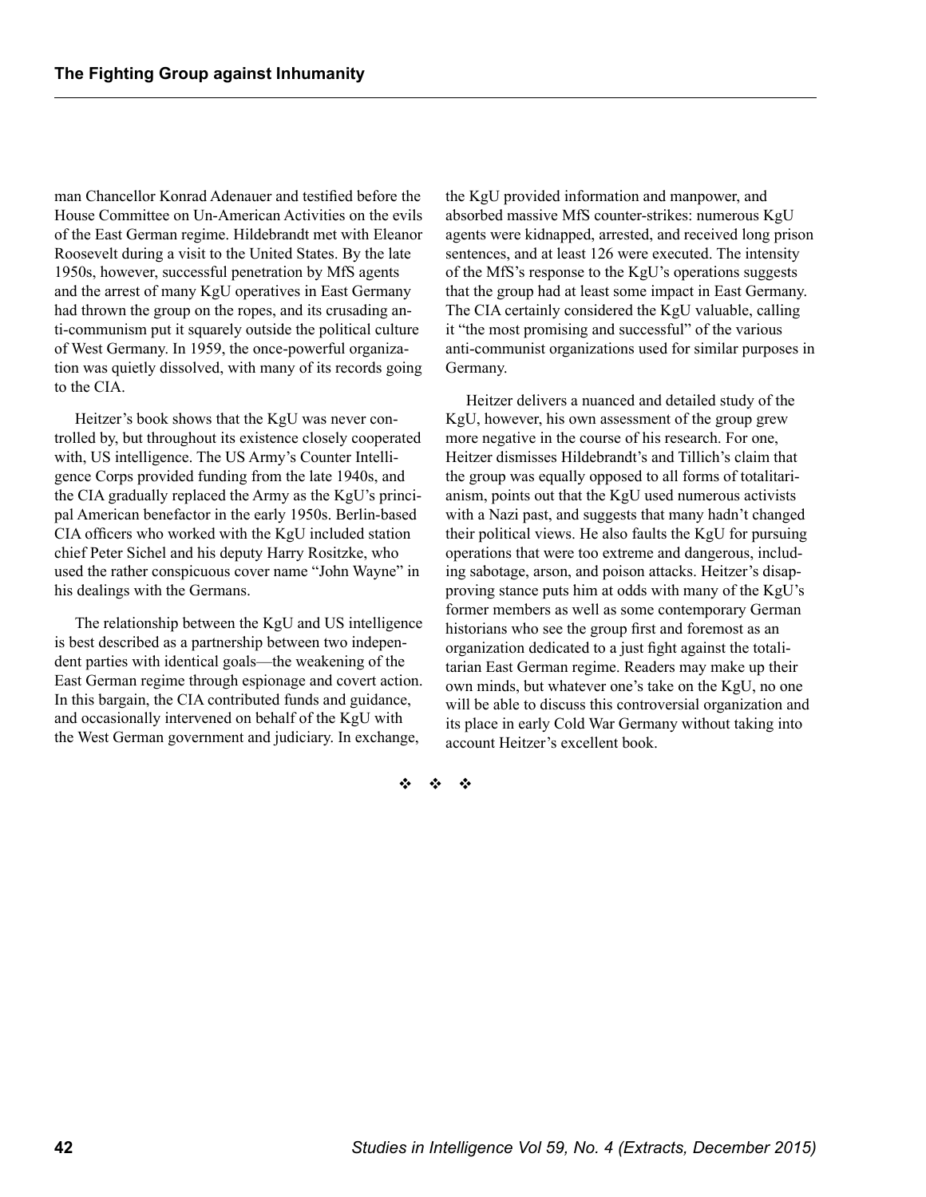man Chancellor Konrad Adenauer and testified before the House Committee on Un-American Activities on the evils of the East German regime. Hildebrandt met with Eleanor Roosevelt during a visit to the United States. By the late 1950s, however, successful penetration by MfS agents and the arrest of many KgU operatives in East Germany had thrown the group on the ropes, and its crusading anti-communism put it squarely outside the political culture of West Germany. In 1959, the once-powerful organization was quietly dissolved, with many of its records going to the CIA.

Heitzer's book shows that the KgU was never controlled by, but throughout its existence closely cooperated with, US intelligence. The US Army's Counter Intelligence Corps provided funding from the late 1940s, and the CIA gradually replaced the Army as the KgU's principal American benefactor in the early 1950s. Berlin-based CIA officers who worked with the KgU included station chief Peter Sichel and his deputy Harry Rositzke, who used the rather conspicuous cover name "John Wayne" in his dealings with the Germans.

The relationship between the KgU and US intelligence is best described as a partnership between two independent parties with identical goals—the weakening of the East German regime through espionage and covert action. In this bargain, the CIA contributed funds and guidance, and occasionally intervened on behalf of the KgU with the West German government and judiciary. In exchange, the KgU provided information and manpower, and absorbed massive MfS counter-strikes: numerous KgU agents were kidnapped, arrested, and received long prison sentences, and at least 126 were executed. The intensity of the MfS's response to the KgU's operations suggests that the group had at least some impact in East Germany. The CIA certainly considered the KgU valuable, calling it "the most promising and successful" of the various anti-communist organizations used for similar purposes in Germany.

Heitzer delivers a nuanced and detailed study of the KgU, however, his own assessment of the group grew more negative in the course of his research. For one, Heitzer dismisses Hildebrandt's and Tillich's claim that the group was equally opposed to all forms of totalitarianism, points out that the KgU used numerous activists with a Nazi past, and suggests that many hadn't changed their political views. He also faults the KgU for pursuing operations that were too extreme and dangerous, including sabotage, arson, and poison attacks. Heitzer's disapproving stance puts him at odds with many of the KgU's former members as well as some contemporary German historians who see the group first and foremost as an organization dedicated to a just fight against the totalitarian East German regime. Readers may make up their own minds, but whatever one's take on the KgU, no one will be able to discuss this controversial organization and its place in early Cold War Germany without taking into account Heitzer's excellent book.

❖ ❖ ❖